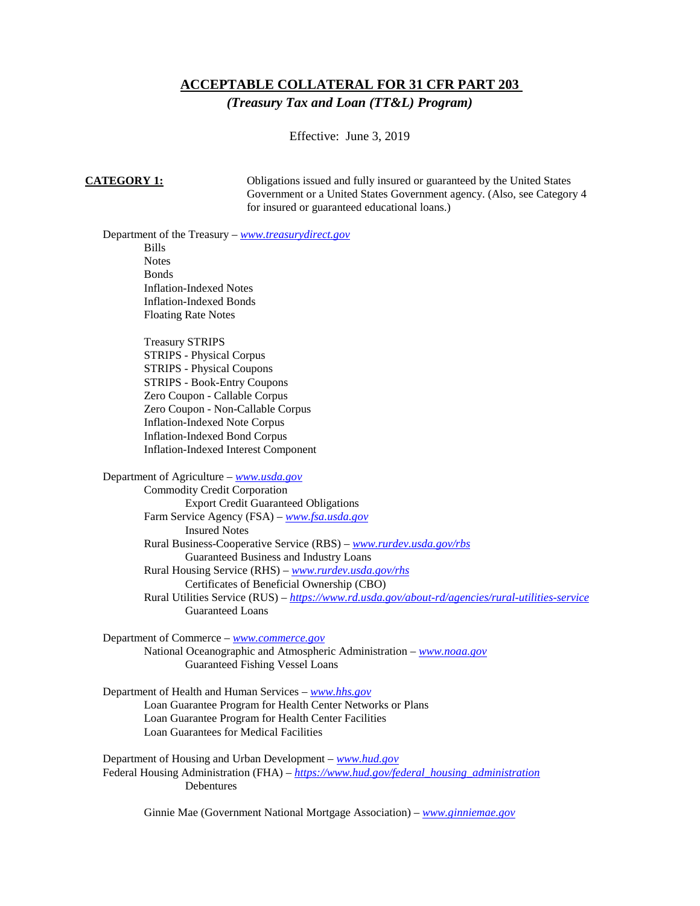# ACCEPTABLE COLLATERAL FOR 31 CFR PART 203

## *(Treasury Tax and Loan (TT&L) Program)*

Effective: June 3, 2019

**CATEGORY 1:** Obligations issued and fully insured or guaranteed by the United States Government or a United States Government agency. (Also, see Category 4 for insured or guaranteed educational loans.)

Department of the Treasury – *www.treasurydirect.gov*

- Bills
- Notes
- Bonds
- Inflation-Indexed Notes
- Inflation-Indexed Bonds
- Floating Rate Notes

- Treasury STRIPS
- STRIPS - Physical Corpus
- STRIPS - Physical Coupons
- STRIPS - Book-Entry Coupons
- Zero Coupon - Callable Corpus
- Zero Coupon - Non-Callable Corpus
- Inflation-Indexed Note Corpus
- Inflation-Indexed Bond Corpus
- Inflation-Indexed Interest Component

Department of Agriculture – *www.usda.gov*

- Commodity Credit Corporation
  - Export Credit Guaranteed Obligations
- Farm Service Agency (FSA) – *www.fsa.usda.gov*
  - Insured Notes
- Rural Business-Cooperative Service (RBS) – *www.rurdev.usda.gov/rbs*
  - Guaranteed Business and Industry Loans
- Rural Housing Service (RHS) – *www.rurdev.usda.gov/rhs*
  - Certificates of Beneficial Ownership (CBO)
- Rural Utilities Service (RUS) – *https://www.rd.usda.gov/about-rd/agencies/rural-utilities-service*
  - Guaranteed Loans

Department of Commerce – *www.commerce.gov*

- National Oceanographic and Atmospheric Administration – *www.noaa.gov*
  - Guaranteed Fishing Vessel Loans

Department of Health and Human Services – *www.hhs.gov*

- Loan Guarantee Program for Health Center Networks or Plans
- Loan Guarantee Program for Health Center Facilities
- Loan Guarantees for Medical Facilities

Department of Housing and Urban Development – *www.hud.gov*

Federal Housing Administration (FHA) – *https://www.hud.gov/federal_housing_administration*

- Debentures

Ginnie Mae (Government National Mortgage Association) – *www.ginniemae.gov*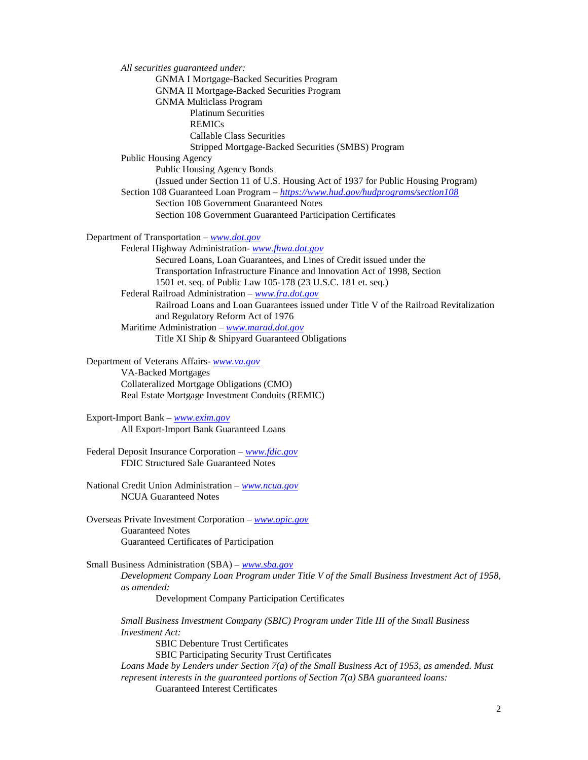*All securities guaranteed under:*

- GNMA I Mortgage-Backed Securities Program
- GNMA II Mortgage-Backed Securities Program
- GNMA Multiclass Program
  - Platinum Securities
  - REMICs
  - Callable Class Securities
  - Stripped Mortgage-Backed Securities (SMBS) Program

Public Housing Agency

- Public Housing Agency Bonds
- (Issued under Section 11 of U.S. Housing Act of 1937 for Public Housing Program)

Section 108 Guaranteed Loan Program – *https://www.hud.gov/hudprograms/section108*

- Section 108 Government Guaranteed Notes
- Section 108 Government Guaranteed Participation Certificates

Department of Transportation – *www.dot.gov*

- Federal Highway Administration- *www.fhwa.dot.gov*
  - Secured Loans, Loan Guarantees, and Lines of Credit issued under the Transportation Infrastructure Finance and Innovation Act of 1998, Section 1501 et. seq. of Public Law 105-178 (23 U.S.C. 181 et. seq.)
- Federal Railroad Administration – *www.fra.dot.gov*
  - Railroad Loans and Loan Guarantees issued under Title V of the Railroad Revitalization and Regulatory Reform Act of 1976
- Maritime Administration – *www.marad.dot.gov*
  - Title XI Ship & Shipyard Guaranteed Obligations

Department of Veterans Affairs- *www.va.gov*

- VA-Backed Mortgages
- Collateralized Mortgage Obligations (CMO)
- Real Estate Mortgage Investment Conduits (REMIC)

Export-Import Bank – *www.exim.gov*

- All Export-Import Bank Guaranteed Loans

Federal Deposit Insurance Corporation – *www.fdic.gov*

- FDIC Structured Sale Guaranteed Notes

National Credit Union Administration – *www.ncua.gov*

- NCUA Guaranteed Notes

Overseas Private Investment Corporation – *www.opic.gov*

- Guaranteed Notes
- Guaranteed Certificates of Participation

Small Business Administration (SBA) – *www.sba.gov*

*Development Company Loan Program under Title V of the Small Business Investment Act of 1958, as amended:*

- Development Company Participation Certificates

*Small Business Investment Company (SBIC) Program under Title III of the Small Business Investment Act:*

- SBIC Debenture Trust Certificates
- SBIC Participating Security Trust Certificates

*Loans Made by Lenders under Section 7(a) of the Small Business Act of 1953, as amended. Must represent interests in the guaranteed portions of Section 7(a) SBA guaranteed loans:*

- Guaranteed Interest Certificates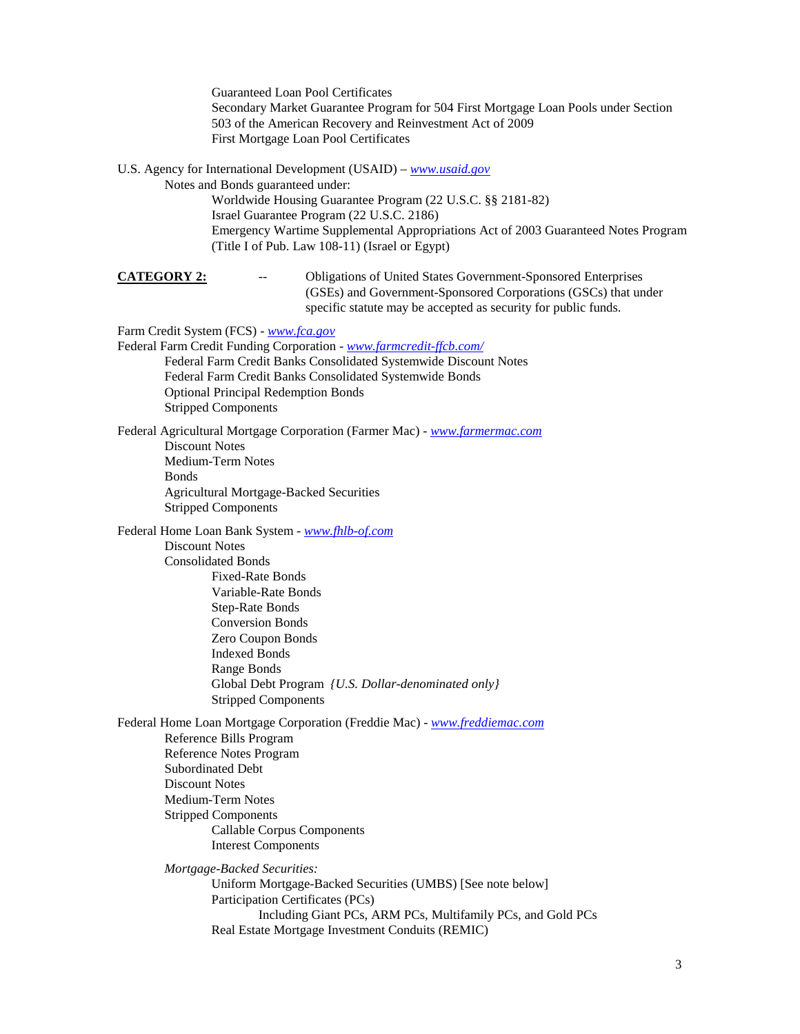Guaranteed Loan Pool Certificates
Secondary Market Guarantee Program for 504 First Mortgage Loan Pools under Section 503 of the American Recovery and Reinvestment Act of 2009
First Mortgage Loan Pool Certificates

U.S. Agency for International Development (USAID) – [www.usaid.gov](http://www.usaid.gov)
- Notes and Bonds guaranteed under:
  - Worldwide Housing Guarantee Program (22 U.S.C. §§ 2181-82)
  - Israel Guarantee Program (22 U.S.C. 2186)
  - Emergency Wartime Supplemental Appropriations Act of 2003 Guaranteed Notes Program (Title I of Pub. Law 108-11) (Israel or Egypt)

**CATEGORY 2:** -- Obligations of United States Government-Sponsored Enterprises (GSEs) and Government-Sponsored Corporations (GSCs) that under specific statute may be accepted as security for public funds.

Farm Credit System (FCS) - [www.fca.gov](http://www.fca.gov)
Federal Farm Credit Funding Corporation - [www.farmcredit-ffcb.com/](http://www.farmcredit-ffcb.com/)
- Federal Farm Credit Banks Consolidated Systemwide Discount Notes
- Federal Farm Credit Banks Consolidated Systemwide Bonds
- Optional Principal Redemption Bonds
- Stripped Components

Federal Agricultural Mortgage Corporation (Farmer Mac) - [www.farmermac.com](http://www.farmermac.com)
- Discount Notes
- Medium-Term Notes
- Bonds
- Agricultural Mortgage-Backed Securities
- Stripped Components

Federal Home Loan Bank System - [www.fhlb-of.com](http://www.fhlb-of.com)
- Discount Notes
- Consolidated Bonds
  - Fixed-Rate Bonds
  - Variable-Rate Bonds
  - Step-Rate Bonds
  - Conversion Bonds
  - Zero Coupon Bonds
  - Indexed Bonds
  - Range Bonds
  - Global Debt Program *{U.S. Dollar-denominated only}*
  - Stripped Components

Federal Home Loan Mortgage Corporation (Freddie Mac) - [www.freddiemac.com](http://www.freddiemac.com)
- Reference Bills Program
- Reference Notes Program
- Subordinated Debt
- Discount Notes
- Medium-Term Notes
- Stripped Components
  - Callable Corpus Components
  - Interest Components
- *Mortgage-Backed Securities:*
  - Uniform Mortgage-Backed Securities (UMBS) [See note below]
  - Participation Certificates (PCs)
    - Including Giant PCs, ARM PCs, Multifamily PCs, and Gold PCs
  - Real Estate Mortgage Investment Conduits (REMIC)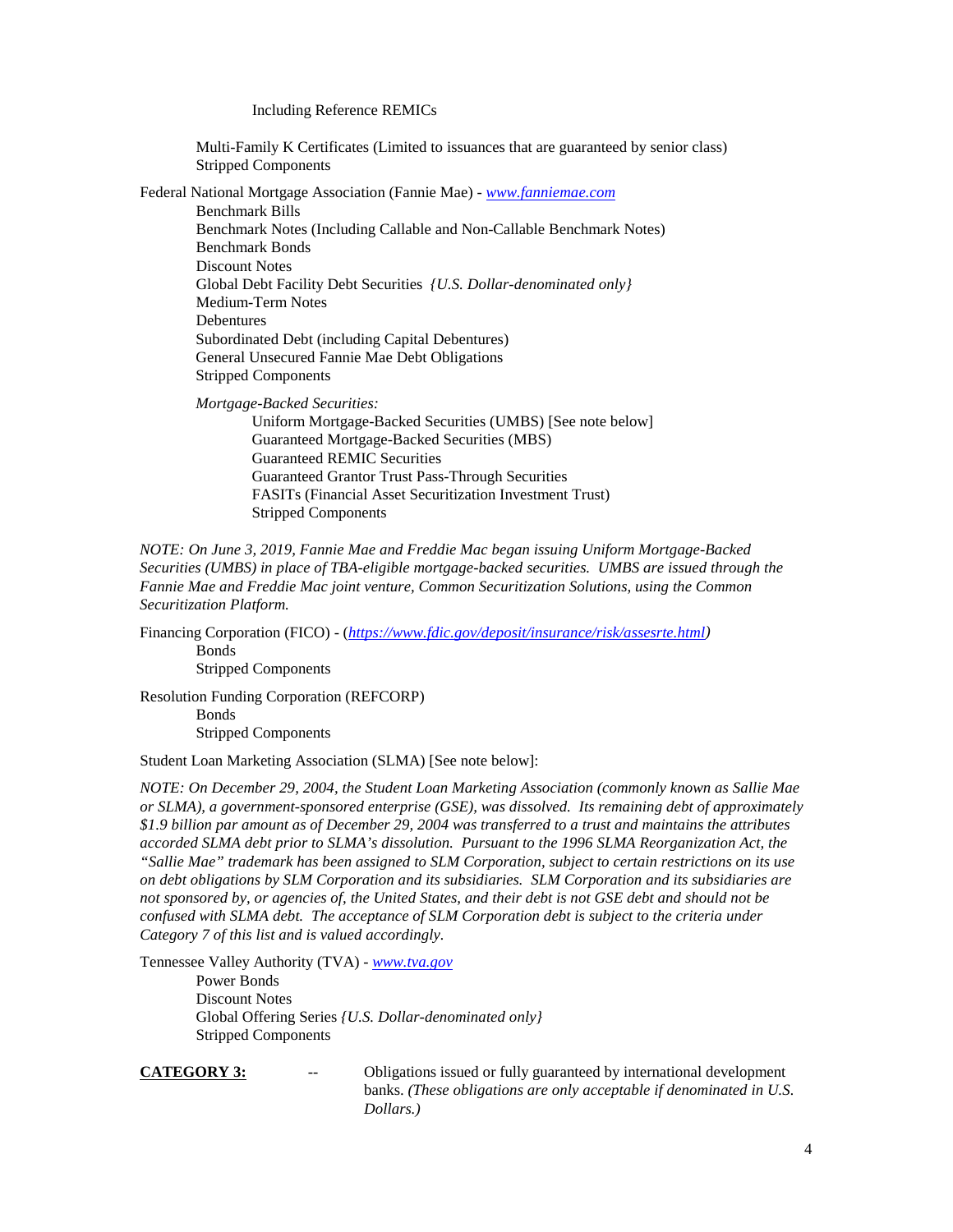Including Reference REMICs

Multi-Family K Certificates (Limited to issuances that are guaranteed by senior class)
Stripped Components

Federal National Mortgage Association (Fannie Mae) - *www.fanniemae.com*

- Benchmark Bills
- Benchmark Notes (Including Callable and Non-Callable Benchmark Notes)
- Benchmark Bonds
- Discount Notes
- Global Debt Facility Debt Securities *{U.S. Dollar-denominated only}*
- Medium-Term Notes
- Debentures
- Subordinated Debt (including Capital Debentures)
- General Unsecured Fannie Mae Debt Obligations
- Stripped Components

*Mortgage-Backed Securities:*

- Uniform Mortgage-Backed Securities (UMBS) [See note below]
- Guaranteed Mortgage-Backed Securities (MBS)
- Guaranteed REMIC Securities
- Guaranteed Grantor Trust Pass-Through Securities
- FASITs (Financial Asset Securitization Investment Trust)
- Stripped Components

*NOTE: On June 3, 2019, Fannie Mae and Freddie Mac began issuing Uniform Mortgage-Backed Securities (UMBS) in place of TBA-eligible mortgage-backed securities. UMBS are issued through the Fannie Mae and Freddie Mac joint venture, Common Securitization Solutions, using the Common Securitization Platform.*

Financing Corporation (FICO) - (*https://www.fdic.gov/deposit/insurance/risk/assesrte.html*)

- Bonds
- Stripped Components

Resolution Funding Corporation (REFCORP)

- Bonds
- Stripped Components

Student Loan Marketing Association (SLMA) [See note below]:

*NOTE: On December 29, 2004, the Student Loan Marketing Association (commonly known as Sallie Mae or SLMA), a government-sponsored enterprise (GSE), was dissolved. Its remaining debt of approximately $1.9 billion par amount as of December 29, 2004 was transferred to a trust and maintains the attributes accorded SLMA debt prior to SLMA's dissolution. Pursuant to the 1996 SLMA Reorganization Act, the "Sallie Mae" trademark has been assigned to SLM Corporation, subject to certain restrictions on its use on debt obligations by SLM Corporation and its subsidiaries. SLM Corporation and its subsidiaries are not sponsored by, or agencies of, the United States, and their debt is not GSE debt and should not be confused with SLMA debt. The acceptance of SLM Corporation debt is subject to the criteria under Category 7 of this list and is valued accordingly.*

Tennessee Valley Authority (TVA) - *www.tva.gov*

- Power Bonds
- Discount Notes
- Global Offering Series *{U.S. Dollar-denominated only}*
- Stripped Components

**CATEGORY 3:** -- Obligations issued or fully guaranteed by international development banks. *(These obligations are only acceptable if denominated in U.S. Dollars.)*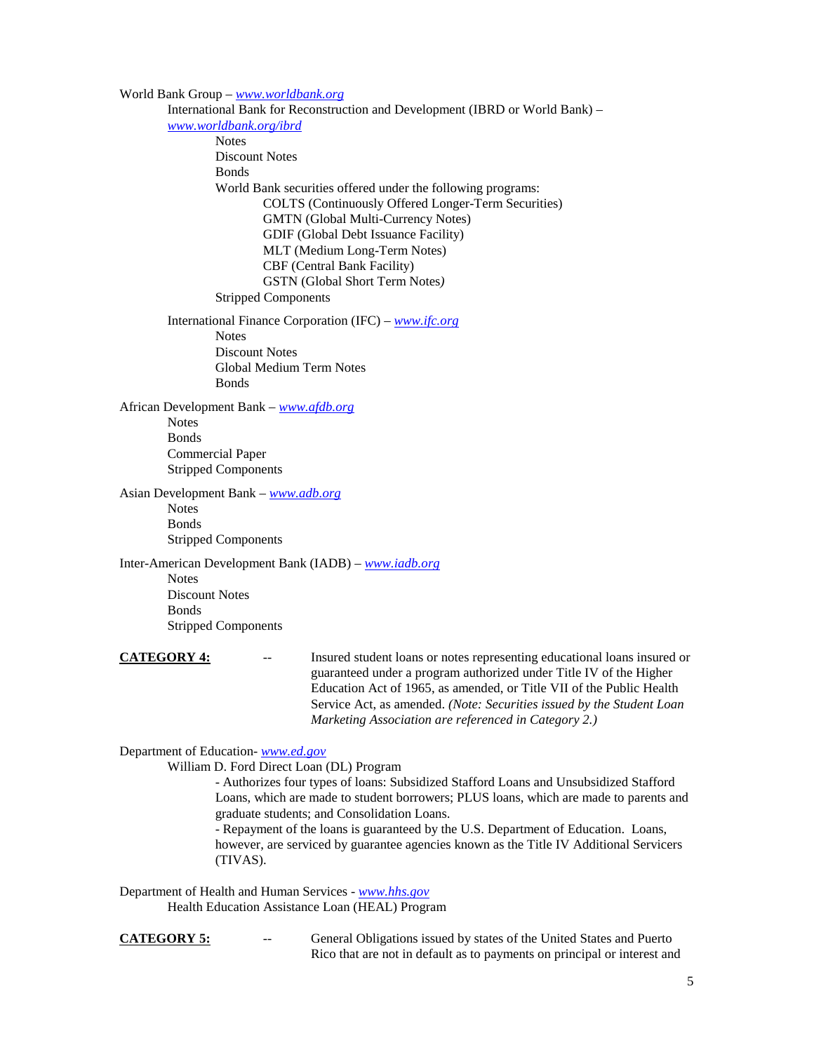World Bank Group – *www.worldbank.org*

- International Bank for Reconstruction and Development (IBRD or World Bank) – *www.worldbank.org/ibrd*
  - Notes
  - Discount Notes
  - Bonds
  - World Bank securities offered under the following programs:
    - COLTS (Continuously Offered Longer-Term Securities)
    - GMTN (Global Multi-Currency Notes)
    - GDIF (Global Debt Issuance Facility)
    - MLT (Medium Long-Term Notes)
    - CBF (Central Bank Facility)
    - GSTN (Global Short Term Notes)
  - Stripped Components
- International Finance Corporation (IFC) – *www.ifc.org*
  - Notes
  - Discount Notes
  - Global Medium Term Notes
  - Bonds

African Development Bank – *www.afdb.org*

- Notes
- Bonds
- Commercial Paper
- Stripped Components

Asian Development Bank – *www.adb.org*

- Notes
- Bonds
- Stripped Components

Inter-American Development Bank (IADB) – *www.iadb.org*

- Notes
- Discount Notes
- Bonds
- Stripped Components

**CATEGORY 4:** -- Insured student loans or notes representing educational loans insured or guaranteed under a program authorized under Title IV of the Higher Education Act of 1965, as amended, or Title VII of the Public Health Service Act, as amended. *(Note: Securities issued by the Student Loan Marketing Association are referenced in Category 2.)*

Department of Education- *www.ed.gov*

- William D. Ford Direct Loan (DL) Program
  - Authorizes four types of loans: Subsidized Stafford Loans and Unsubsidized Stafford Loans, which are made to student borrowers; PLUS loans, which are made to parents and graduate students; and Consolidation Loans.
  - Repayment of the loans is guaranteed by the U.S. Department of Education. Loans, however, are serviced by guarantee agencies known as the Title IV Additional Servicers (TIVAS).

Department of Health and Human Services - *www.hhs.gov*

- Health Education Assistance Loan (HEAL) Program

**CATEGORY 5:** -- General Obligations issued by states of the United States and Puerto Rico that are not in default as to payments on principal or interest and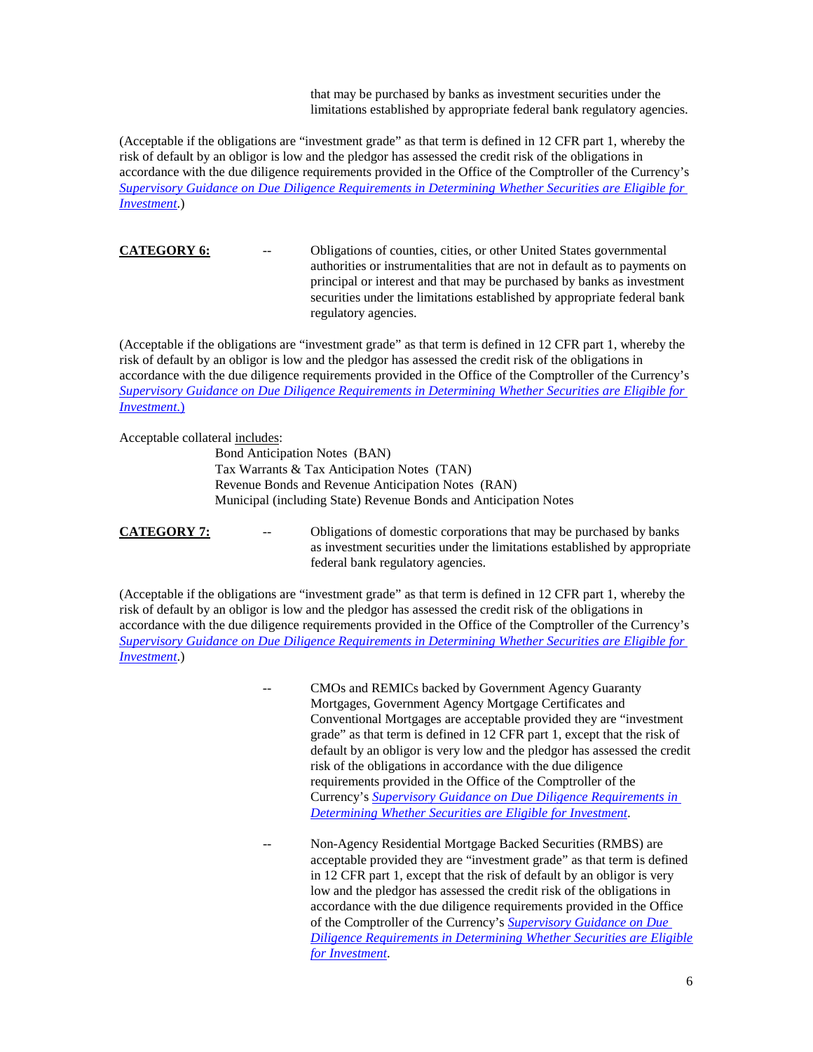that may be purchased by banks as investment securities under the limitations established by appropriate federal bank regulatory agencies.

(Acceptable if the obligations are "investment grade" as that term is defined in 12 CFR part 1, whereby the risk of default by an obligor is low and the pledgor has assessed the credit risk of the obligations in accordance with the due diligence requirements provided in the Office of the Comptroller of the Currency's *Supervisory Guidance on Due Diligence Requirements in Determining Whether Securities are Eligible for Investment*.)

**CATEGORY 6:** -- Obligations of counties, cities, or other United States governmental authorities or instrumentalities that are not in default as to payments on principal or interest and that may be purchased by banks as investment securities under the limitations established by appropriate federal bank regulatory agencies.

(Acceptable if the obligations are "investment grade" as that term is defined in 12 CFR part 1, whereby the risk of default by an obligor is low and the pledgor has assessed the credit risk of the obligations in accordance with the due diligence requirements provided in the Office of the Comptroller of the Currency's *Supervisory Guidance on Due Diligence Requirements in Determining Whether Securities are Eligible for Investment*.)

Acceptable collateral includes:

- Bond Anticipation Notes (BAN)
- Tax Warrants & Tax Anticipation Notes (TAN)
- Revenue Bonds and Revenue Anticipation Notes (RAN)
- Municipal (including State) Revenue Bonds and Anticipation Notes

**CATEGORY 7:** -- Obligations of domestic corporations that may be purchased by banks as investment securities under the limitations established by appropriate federal bank regulatory agencies.

(Acceptable if the obligations are "investment grade" as that term is defined in 12 CFR part 1, whereby the risk of default by an obligor is low and the pledgor has assessed the credit risk of the obligations in accordance with the due diligence requirements provided in the Office of the Comptroller of the Currency's *Supervisory Guidance on Due Diligence Requirements in Determining Whether Securities are Eligible for Investment*.)

-- CMOs and REMICs backed by Government Agency Guaranty Mortgages, Government Agency Mortgage Certificates and Conventional Mortgages are acceptable provided they are "investment grade" as that term is defined in 12 CFR part 1, except that the risk of default by an obligor is very low and the pledgor has assessed the credit risk of the obligations in accordance with the due diligence requirements provided in the Office of the Comptroller of the Currency's *Supervisory Guidance on Due Diligence Requirements in Determining Whether Securities are Eligible for Investment*.

-- Non-Agency Residential Mortgage Backed Securities (RMBS) are acceptable provided they are "investment grade" as that term is defined in 12 CFR part 1, except that the risk of default by an obligor is very low and the pledgor has assessed the credit risk of the obligations in accordance with the due diligence requirements provided in the Office of the Comptroller of the Currency's *Supervisory Guidance on Due Diligence Requirements in Determining Whether Securities are Eligible for Investment*.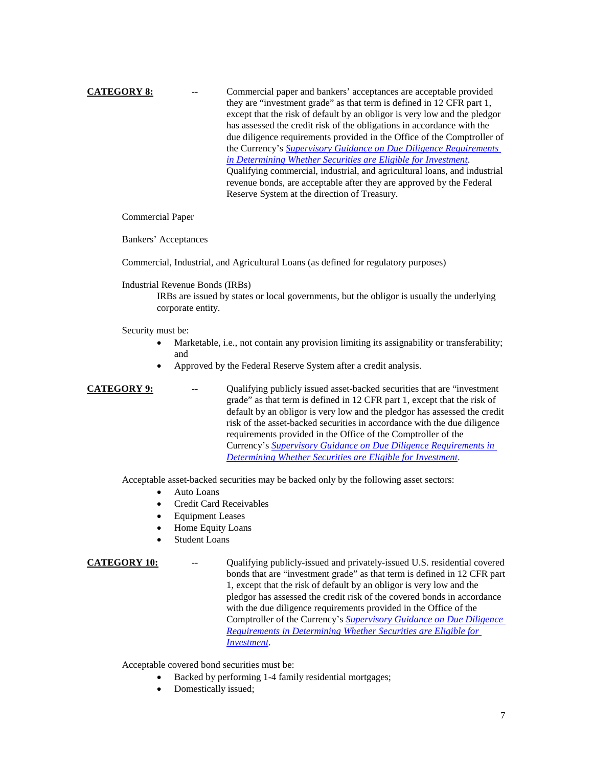**CATEGORY 8:** -- Commercial paper and bankers' acceptances are acceptable provided they are "investment grade" as that term is defined in 12 CFR part 1, except that the risk of default by an obligor is very low and the pledgor has assessed the credit risk of the obligations in accordance with the due diligence requirements provided in the Office of the Comptroller of the Currency's *Supervisory Guidance on Due Diligence Requirements in Determining Whether Securities are Eligible for Investment*. Qualifying commercial, industrial, and agricultural loans, and industrial revenue bonds, are acceptable after they are approved by the Federal Reserve System at the direction of Treasury.

Commercial Paper

Bankers' Acceptances

Commercial, Industrial, and Agricultural Loans (as defined for regulatory purposes)

Industrial Revenue Bonds (IRBs)

IRBs are issued by states or local governments, but the obligor is usually the underlying corporate entity.

Security must be:

- Marketable, i.e., not contain any provision limiting its assignability or transferability; and
- Approved by the Federal Reserve System after a credit analysis.

**CATEGORY 9:** -- Qualifying publicly issued asset-backed securities that are "investment grade" as that term is defined in 12 CFR part 1, except that the risk of default by an obligor is very low and the pledgor has assessed the credit risk of the asset-backed securities in accordance with the due diligence requirements provided in the Office of the Comptroller of the Currency's *Supervisory Guidance on Due Diligence Requirements in Determining Whether Securities are Eligible for Investment*.

Acceptable asset-backed securities may be backed only by the following asset sectors:

- Auto Loans
- Credit Card Receivables
- Equipment Leases
- Home Equity Loans
- Student Loans

**CATEGORY 10:** -- Qualifying publicly-issued and privately-issued U.S. residential covered bonds that are "investment grade" as that term is defined in 12 CFR part 1, except that the risk of default by an obligor is very low and the pledgor has assessed the credit risk of the covered bonds in accordance with the due diligence requirements provided in the Office of the Comptroller of the Currency's *Supervisory Guidance on Due Diligence Requirements in Determining Whether Securities are Eligible for Investment*.

Acceptable covered bond securities must be:

- Backed by performing 1-4 family residential mortgages;
- Domestically issued;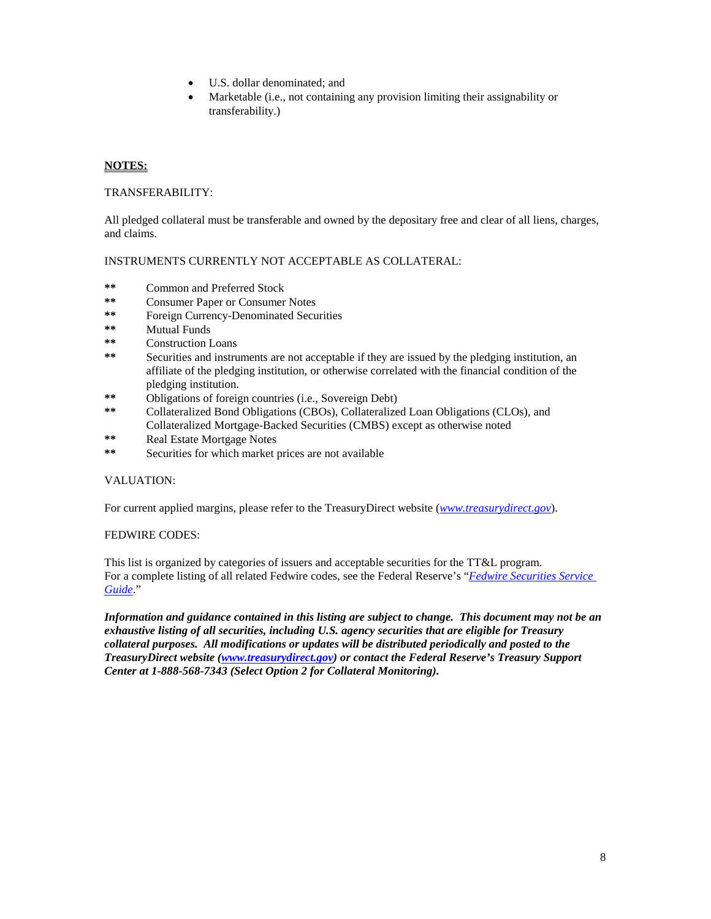- U.S. dollar denominated; and
- Marketable (i.e., not containing any provision limiting their assignability or transferability.)

**NOTES:**

TRANSFERABILITY:

All pledged collateral must be transferable and owned by the depositary free and clear of all liens, charges, and claims.

INSTRUMENTS CURRENTLY NOT ACCEPTABLE AS COLLATERAL:

** Common and Preferred Stock
** Consumer Paper or Consumer Notes
** Foreign Currency-Denominated Securities
** Mutual Funds
** Construction Loans
** Securities and instruments are not acceptable if they are issued by the pledging institution, an affiliate of the pledging institution, or otherwise correlated with the financial condition of the pledging institution.
** Obligations of foreign countries (i.e., Sovereign Debt)
** Collateralized Bond Obligations (CBOs), Collateralized Loan Obligations (CLOs), and Collateralized Mortgage-Backed Securities (CMBS) except as otherwise noted
** Real Estate Mortgage Notes
** Securities for which market prices are not available

VALUATION:

For current applied margins, please refer to the TreasuryDirect website (*www.treasurydirect.gov*).

FEDWIRE CODES:

This list is organized by categories of issuers and acceptable securities for the TT&L program. For a complete listing of all related Fedwire codes, see the Federal Reserve's "*Fedwire Securities Service Guide*."

***Information and guidance contained in this listing are subject to change. This document may not be an exhaustive listing of all securities, including U.S. agency securities that are eligible for Treasury collateral purposes. All modifications or updates will be distributed periodically and posted to the TreasuryDirect website (www.treasurydirect.gov) or contact the Federal Reserve's Treasury Support Center at 1-888-568-7343 (Select Option 2 for Collateral Monitoring).***